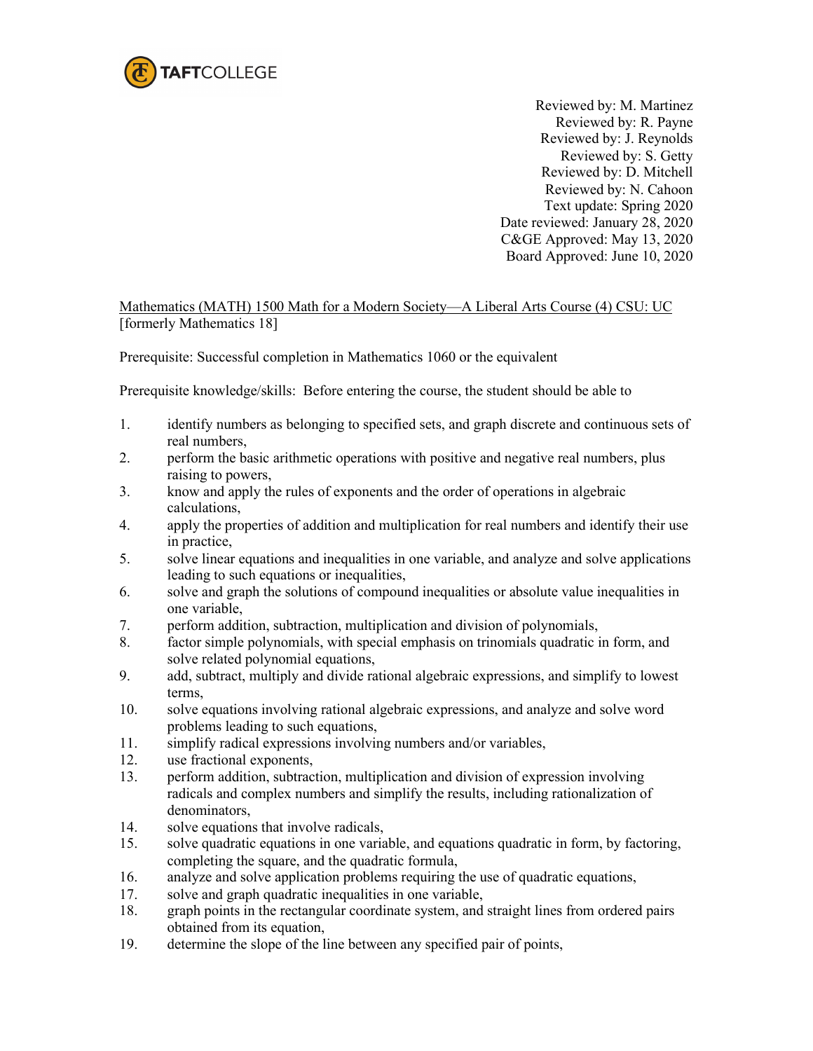Reviewed by: M. Martinez
Reviewed by: R. Payne
Reviewed by: J. Reynolds
Reviewed by: S. Getty
Reviewed by: D. Mitchell
Reviewed by: N. Cahoon
Text update: Spring 2020
Date reviewed: January 28, 2020
C&GE Approved: May 13, 2020
Board Approved: June 10, 2020

Mathematics (MATH) 1500 Math for a Modern Society—A Liberal Arts Course (4) CSU: UC
[formerly Mathematics 18]

Prerequisite: Successful completion in Mathematics 1060 or the equivalent

Prerequisite knowledge/skills: Before entering the course, the student should be able to

1. identify numbers as belonging to specified sets, and graph discrete and continuous sets of real numbers,
2. perform the basic arithmetic operations with positive and negative real numbers, plus raising to powers,
3. know and apply the rules of exponents and the order of operations in algebraic calculations,
4. apply the properties of addition and multiplication for real numbers and identify their use in practice,
5. solve linear equations and inequalities in one variable, and analyze and solve applications leading to such equations or inequalities,
6. solve and graph the solutions of compound inequalities or absolute value inequalities in one variable,
7. perform addition, subtraction, multiplication and division of polynomials,
8. factor simple polynomials, with special emphasis on trinomials quadratic in form, and solve related polynomial equations,
9. add, subtract, multiply and divide rational algebraic expressions, and simplify to lowest terms,
10. solve equations involving rational algebraic expressions, and analyze and solve word problems leading to such equations,
11. simplify radical expressions involving numbers and/or variables,
12. use fractional exponents,
13. perform addition, subtraction, multiplication and division of expression involving radicals and complex numbers and simplify the results, including rationalization of denominators,
14. solve equations that involve radicals,
15. solve quadratic equations in one variable, and equations quadratic in form, by factoring, completing the square, and the quadratic formula,
16. analyze and solve application problems requiring the use of quadratic equations,
17. solve and graph quadratic inequalities in one variable,
18. graph points in the rectangular coordinate system, and straight lines from ordered pairs obtained from its equation,
19. determine the slope of the line between any specified pair of points,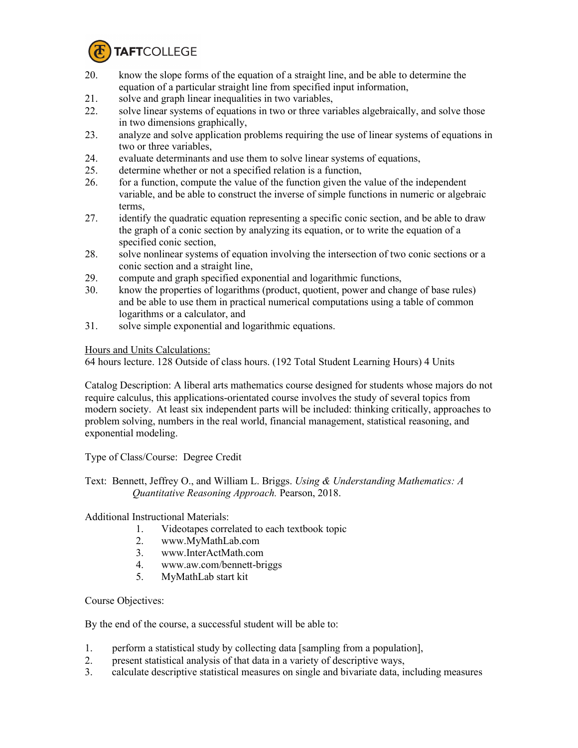20. know the slope forms of the equation of a straight line, and be able to determine the equation of a particular straight line from specified input information,
21. solve and graph linear inequalities in two variables,
22. solve linear systems of equations in two or three variables algebraically, and solve those in two dimensions graphically,
23. analyze and solve application problems requiring the use of linear systems of equations in two or three variables,
24. evaluate determinants and use them to solve linear systems of equations,
25. determine whether or not a specified relation is a function,
26. for a function, compute the value of the function given the value of the independent variable, and be able to construct the inverse of simple functions in numeric or algebraic terms,
27. identify the quadratic equation representing a specific conic section, and be able to draw the graph of a conic section by analyzing its equation, or to write the equation of a specified conic section,
28. solve nonlinear systems of equation involving the intersection of two conic sections or a conic section and a straight line,
29. compute and graph specified exponential and logarithmic functions,
30. know the properties of logarithms (product, quotient, power and change of base rules) and be able to use them in practical numerical computations using a table of common logarithms or a calculator, and
31. solve simple exponential and logarithmic equations.

Hours and Units Calculations:
64 hours lecture. 128 Outside of class hours. (192 Total Student Learning Hours) 4 Units

Catalog Description: A liberal arts mathematics course designed for students whose majors do not require calculus, this applications-orientated course involves the study of several topics from modern society. At least six independent parts will be included: thinking critically, approaches to problem solving, numbers in the real world, financial management, statistical reasoning, and exponential modeling.

Type of Class/Course: Degree Credit

Text: Bennett, Jeffrey O., and William L. Briggs. *Using & Understanding Mathematics: A Quantitative Reasoning Approach.* Pearson, 2018.

Additional Instructional Materials:

1. Videotapes correlated to each textbook topic
2. www.MyMathLab.com
3. www.InterActMath.com
4. www.aw.com/bennett-briggs
5. MyMathLab start kit

Course Objectives:

By the end of the course, a successful student will be able to:

1. perform a statistical study by collecting data [sampling from a population],
2. present statistical analysis of that data in a variety of descriptive ways,
3. calculate descriptive statistical measures on single and bivariate data, including measures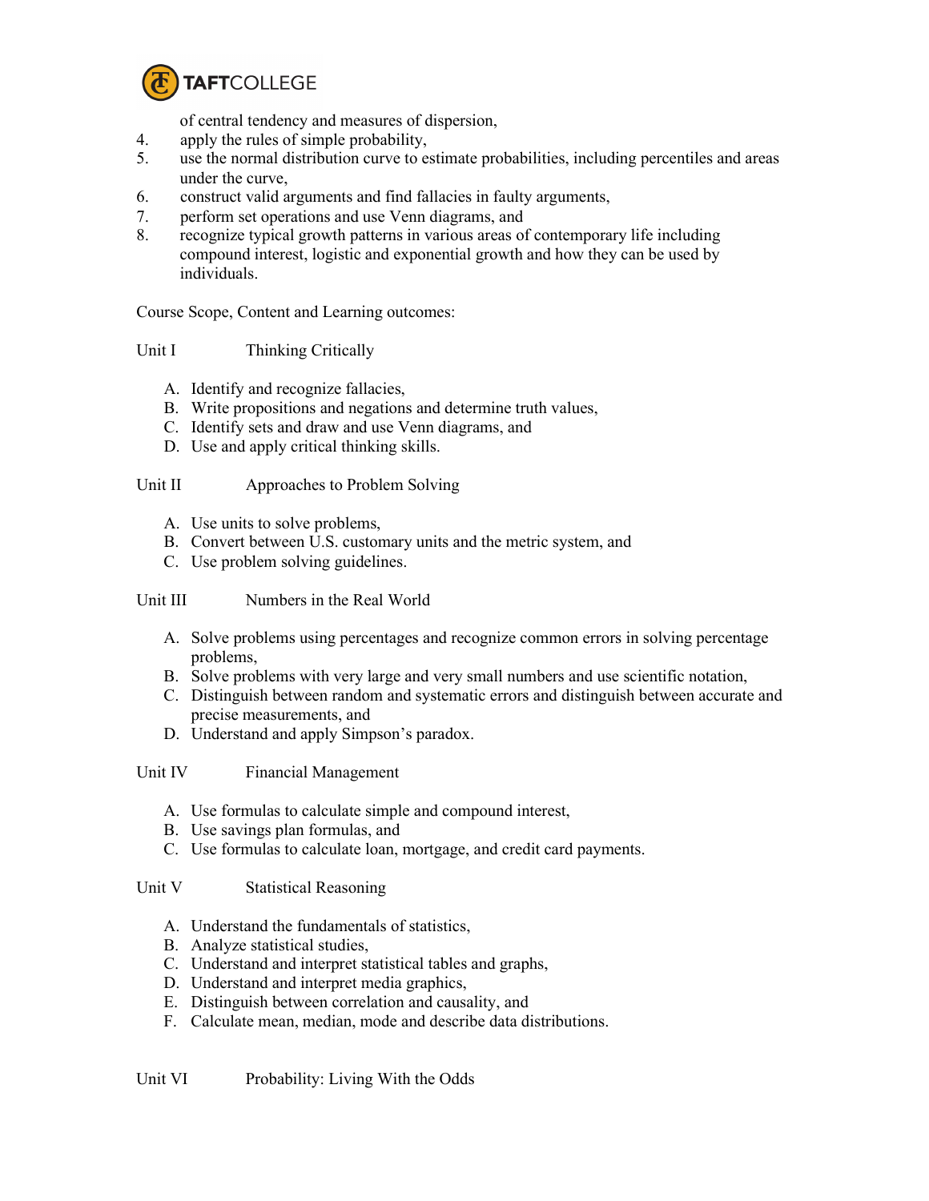of central tendency and measures of dispersion,

4. apply the rules of simple probability,
5. use the normal distribution curve to estimate probabilities, including percentiles and areas under the curve,
6. construct valid arguments and find fallacies in faulty arguments,
7. perform set operations and use Venn diagrams, and
8. recognize typical growth patterns in various areas of contemporary life including compound interest, logistic and exponential growth and how they can be used by individuals.

Course Scope, Content and Learning outcomes:

Unit I Thinking Critically

A. Identify and recognize fallacies,
B. Write propositions and negations and determine truth values,
C. Identify sets and draw and use Venn diagrams, and
D. Use and apply critical thinking skills.

Unit II Approaches to Problem Solving

A. Use units to solve problems,
B. Convert between U.S. customary units and the metric system, and
C. Use problem solving guidelines.

Unit III Numbers in the Real World

A. Solve problems using percentages and recognize common errors in solving percentage problems,
B. Solve problems with very large and very small numbers and use scientific notation,
C. Distinguish between random and systematic errors and distinguish between accurate and precise measurements, and
D. Understand and apply Simpson's paradox.

Unit IV Financial Management

A. Use formulas to calculate simple and compound interest,
B. Use savings plan formulas, and
C. Use formulas to calculate loan, mortgage, and credit card payments.

Unit V Statistical Reasoning

A. Understand the fundamentals of statistics,
B. Analyze statistical studies,
C. Understand and interpret statistical tables and graphs,
D. Understand and interpret media graphics,
E. Distinguish between correlation and causality, and
F. Calculate mean, median, mode and describe data distributions.

Unit VI Probability: Living With the Odds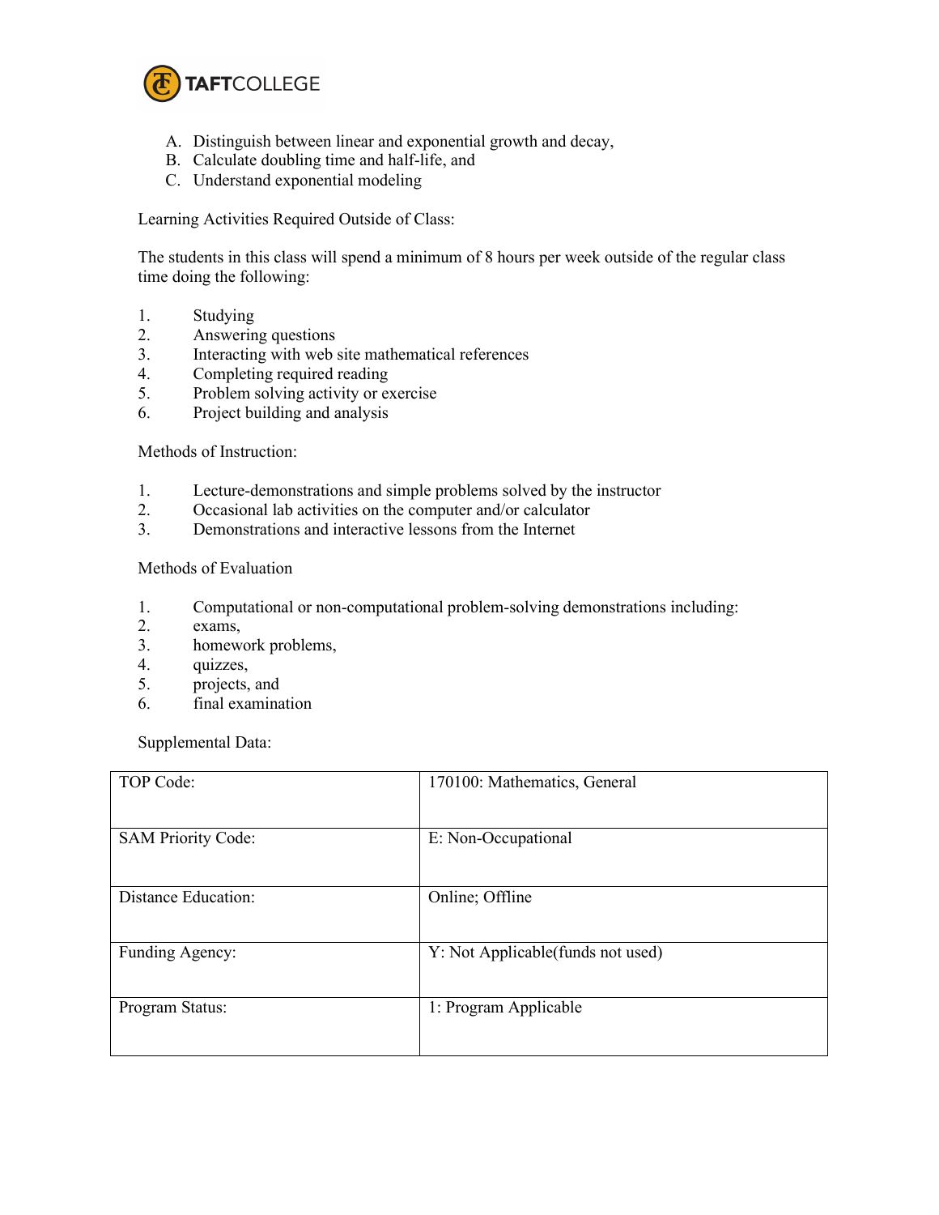A. Distinguish between linear and exponential growth and decay,
B. Calculate doubling time and half-life, and
C. Understand exponential modeling

Learning Activities Required Outside of Class:

The students in this class will spend a minimum of 8 hours per week outside of the regular class time doing the following:

1. Studying
2. Answering questions
3. Interacting with web site mathematical references
4. Completing required reading
5. Problem solving activity or exercise
6. Project building and analysis

Methods of Instruction:

1. Lecture-demonstrations and simple problems solved by the instructor
2. Occasional lab activities on the computer and/or calculator
3. Demonstrations and interactive lessons from the Internet

Methods of Evaluation

1. Computational or non-computational problem-solving demonstrations including:
2. exams,
3. homework problems,
4. quizzes,
5. projects, and
6. final examination

Supplemental Data:

| | |
|---|---|
| TOP Code: | 170100: Mathematics, General |
| SAM Priority Code: | E: Non-Occupational |
| Distance Education: | Online; Offline |
| Funding Agency: | Y: Not Applicable(funds not used) |
| Program Status: | 1: Program Applicable |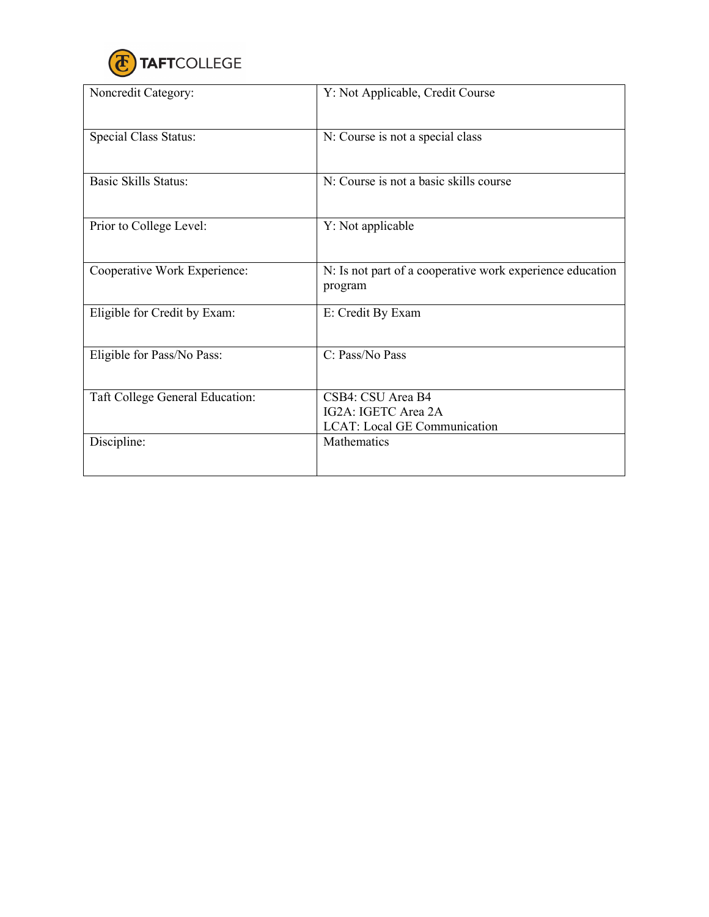| | |
|---|---|
| Noncredit Category: | Y: Not Applicable, Credit Course |
| Special Class Status: | N: Course is not a special class |
| Basic Skills Status: | N: Course is not a basic skills course |
| Prior to College Level: | Y: Not applicable |
| Cooperative Work Experience: | N: Is not part of a cooperative work experience education program |
| Eligible for Credit by Exam: | E: Credit By Exam |
| Eligible for Pass/No Pass: | C: Pass/No Pass |
| Taft College General Education: | CSB4: CSU Area B4<br>IG2A: IGETC Area 2A<br>LCAT: Local GE Communication |
| Discipline: | Mathematics |